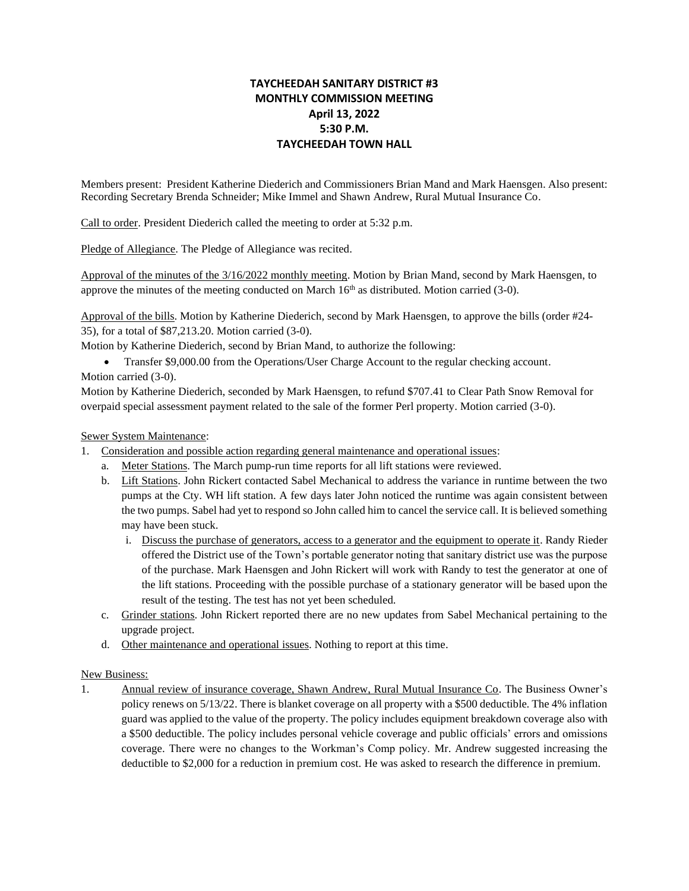# TAYCHEEDAH SANITARY DISTRICT #3
## MONTHLY COMMISSION MEETING
### April 13, 2022
### 5:30 P.M.
### TAYCHEEDAH TOWN HALL

Members present: President Katherine Diederich and Commissioners Brian Mand and Mark Haensgen. Also present: Recording Secretary Brenda Schneider; Mike Immel and Shawn Andrew, Rural Mutual Insurance Co.

Call to order. President Diederich called the meeting to order at 5:32 p.m.

Pledge of Allegiance. The Pledge of Allegiance was recited.

Approval of the minutes of the 3/16/2022 monthly meeting. Motion by Brian Mand, second by Mark Haensgen, to approve the minutes of the meeting conducted on March 16th as distributed. Motion carried (3-0).

Approval of the bills. Motion by Katherine Diederich, second by Mark Haensgen, to approve the bills (order #24-35), for a total of $87,213.20. Motion carried (3-0).

Motion by Katherine Diederich, second by Brian Mand, to authorize the following:

- Transfer $9,000.00 from the Operations/User Charge Account to the regular checking account.

Motion carried (3-0).

Motion by Katherine Diederich, seconded by Mark Haensgen, to refund $707.41 to Clear Path Snow Removal for overpaid special assessment payment related to the sale of the former Perl property. Motion carried (3-0).

Sewer System Maintenance:

1. Consideration and possible action regarding general maintenance and operational issues:
   a. Meter Stations. The March pump-run time reports for all lift stations were reviewed.
   b. Lift Stations. John Rickert contacted Sabel Mechanical to address the variance in runtime between the two pumps at the Cty. WH lift station. A few days later John noticed the runtime was again consistent between the two pumps. Sabel had yet to respond so John called him to cancel the service call. It is believed something may have been stuck.
      i. Discuss the purchase of generators, access to a generator and the equipment to operate it. Randy Rieder offered the District use of the Town's portable generator noting that sanitary district use was the purpose of the purchase. Mark Haensgen and John Rickert will work with Randy to test the generator at one of the lift stations. Proceeding with the possible purchase of a stationary generator will be based upon the result of the testing. The test has not yet been scheduled.
   c. Grinder stations. John Rickert reported there are no new updates from Sabel Mechanical pertaining to the upgrade project.
   d. Other maintenance and operational issues. Nothing to report at this time.

New Business:

1. Annual review of insurance coverage, Shawn Andrew, Rural Mutual Insurance Co. The Business Owner's policy renews on 5/13/22. There is blanket coverage on all property with a $500 deductible. The 4% inflation guard was applied to the value of the property. The policy includes equipment breakdown coverage also with a $500 deductible. The policy includes personal vehicle coverage and public officials' errors and omissions coverage. There were no changes to the Workman's Comp policy. Mr. Andrew suggested increasing the deductible to $2,000 for a reduction in premium cost. He was asked to research the difference in premium.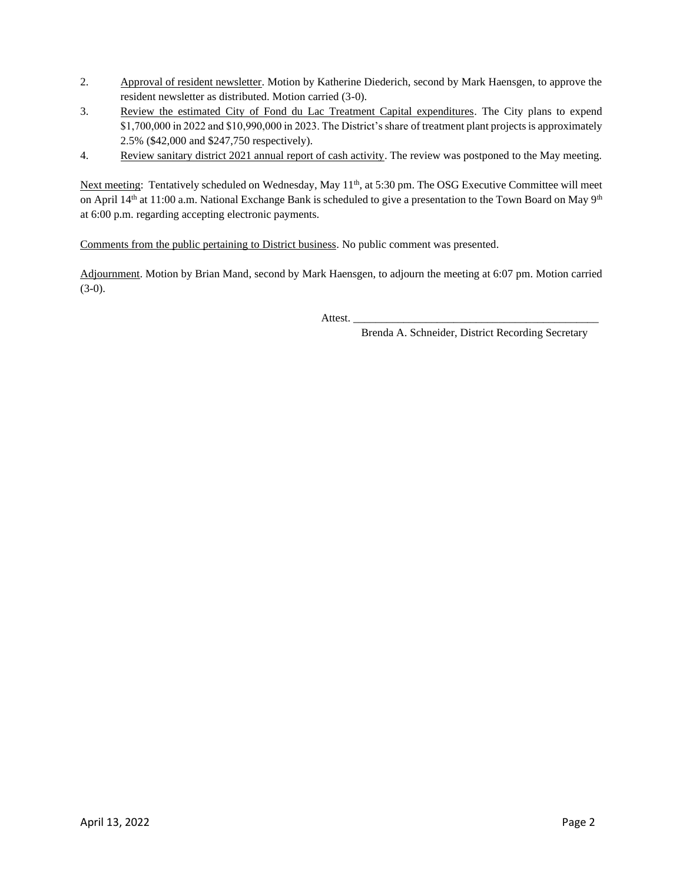2. Approval of resident newsletter. Motion by Katherine Diederich, second by Mark Haensgen, to approve the resident newsletter as distributed. Motion carried (3-0).
3. Review the estimated City of Fond du Lac Treatment Capital expenditures. The City plans to expend \$1,700,000 in 2022 and \$10,990,000 in 2023. The District's share of treatment plant projects is approximately 2.5% (\$42,000 and \$247,750 respectively).
4. Review sanitary district 2021 annual report of cash activity. The review was postponed to the May meeting.

Next meeting: Tentatively scheduled on Wednesday, May 11th, at 5:30 pm. The OSG Executive Committee will meet on April 14th at 11:00 a.m. National Exchange Bank is scheduled to give a presentation to the Town Board on May 9th at 6:00 p.m. regarding accepting electronic payments.

Comments from the public pertaining to District business. No public comment was presented.

Adjournment. Motion by Brian Mand, second by Mark Haensgen, to adjourn the meeting at 6:07 pm. Motion carried (3-0).

Attest. ______________________________________________

Brenda A. Schneider, District Recording Secretary

April 13, 2022